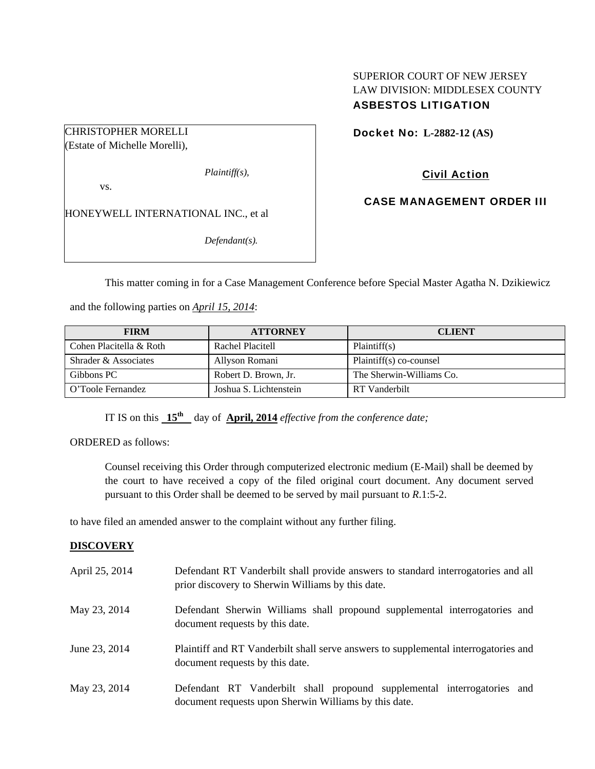SUPERIOR COURT OF NEW JERSEY
LAW DIVISION: MIDDLESEX COUNTY
**ASBESTOS LITIGATION**

CHRISTOPHER MORELLI
(Estate of Michelle Morelli),

*Plaintiff(s),*

vs.

HONEYWELL INTERNATIONAL INC., et al

*Defendant(s).*

**Docket No: L-2882-12 (AS)**

**Civil Action**

**CASE MANAGEMENT ORDER III**

This matter coming in for a Case Management Conference before Special Master Agatha N. Dzikiewicz and the following parties on *April 15, 2014*:

| FIRM | ATTORNEY | CLIENT |
|---|---|---|
| Cohen Placitella & Roth | Rachel Placitell | Plaintiff(s) |
| Shrader & Associates | Allyson Romani | Plaintiff(s) co-counsel |
| Gibbons PC | Robert D. Brown, Jr. | The Sherwin-Williams Co. |
| O'Toole Fernandez | Joshua S. Lichtenstein | RT Vanderbilt |

IT IS on this **15th** day of **April, 2014** *effective from the conference date;*

ORDERED as follows:

Counsel receiving this Order through computerized electronic medium (E-Mail) shall be deemed by the court to have received a copy of the filed original court document. Any document served pursuant to this Order shall be deemed to be served by mail pursuant to *R*.1:5-2.

to have filed an amended answer to the complaint without any further filing.

**DISCOVERY**

| | |
|---|---|
| April 25, 2014 | Defendant RT Vanderbilt shall provide answers to standard interrogatories and all prior discovery to Sherwin Williams by this date. |
| May 23, 2014 | Defendant Sherwin Williams shall propound supplemental interrogatories and document requests by this date. |
| June 23, 2014 | Plaintiff and RT Vanderbilt shall serve answers to supplemental interrogatories and document requests by this date. |
| May 23, 2014 | Defendant RT Vanderbilt shall propound supplemental interrogatories and document requests upon Sherwin Williams by this date. |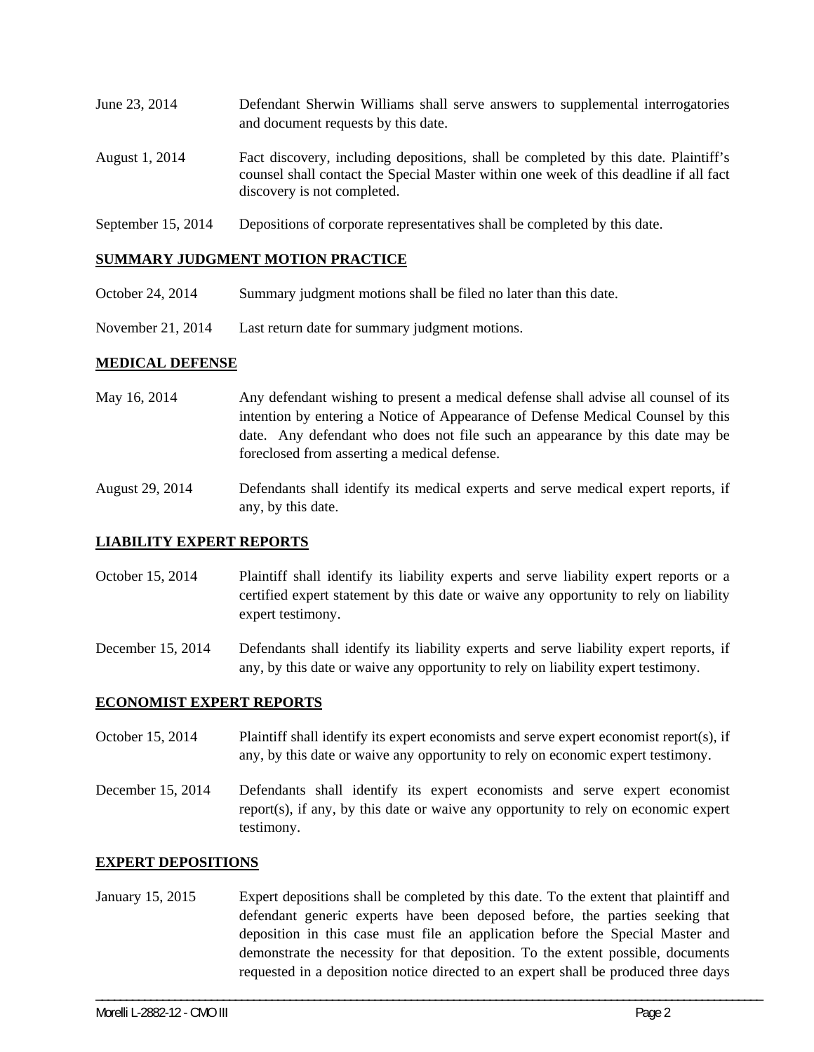June 23, 2014 Defendant Sherwin Williams shall serve answers to supplemental interrogatories and document requests by this date.

August 1, 2014 Fact discovery, including depositions, shall be completed by this date. Plaintiff's counsel shall contact the Special Master within one week of this deadline if all fact discovery is not completed.

September 15, 2014 Depositions of corporate representatives shall be completed by this date.

## SUMMARY JUDGMENT MOTION PRACTICE

October 24, 2014 Summary judgment motions shall be filed no later than this date.

November 21, 2014 Last return date for summary judgment motions.

## MEDICAL DEFENSE

May 16, 2014 Any defendant wishing to present a medical defense shall advise all counsel of its intention by entering a Notice of Appearance of Defense Medical Counsel by this date. Any defendant who does not file such an appearance by this date may be foreclosed from asserting a medical defense.

August 29, 2014 Defendants shall identify its medical experts and serve medical expert reports, if any, by this date.

## LIABILITY EXPERT REPORTS

October 15, 2014 Plaintiff shall identify its liability experts and serve liability expert reports or a certified expert statement by this date or waive any opportunity to rely on liability expert testimony.

December 15, 2014 Defendants shall identify its liability experts and serve liability expert reports, if any, by this date or waive any opportunity to rely on liability expert testimony.

## ECONOMIST EXPERT REPORTS

October 15, 2014 Plaintiff shall identify its expert economists and serve expert economist report(s), if any, by this date or waive any opportunity to rely on economic expert testimony.

December 15, 2014 Defendants shall identify its expert economists and serve expert economist report(s), if any, by this date or waive any opportunity to rely on economic expert testimony.

## EXPERT DEPOSITIONS

January 15, 2015 Expert depositions shall be completed by this date. To the extent that plaintiff and defendant generic experts have been deposed before, the parties seeking that deposition in this case must file an application before the Special Master and demonstrate the necessity for that deposition. To the extent possible, documents requested in a deposition notice directed to an expert shall be produced three days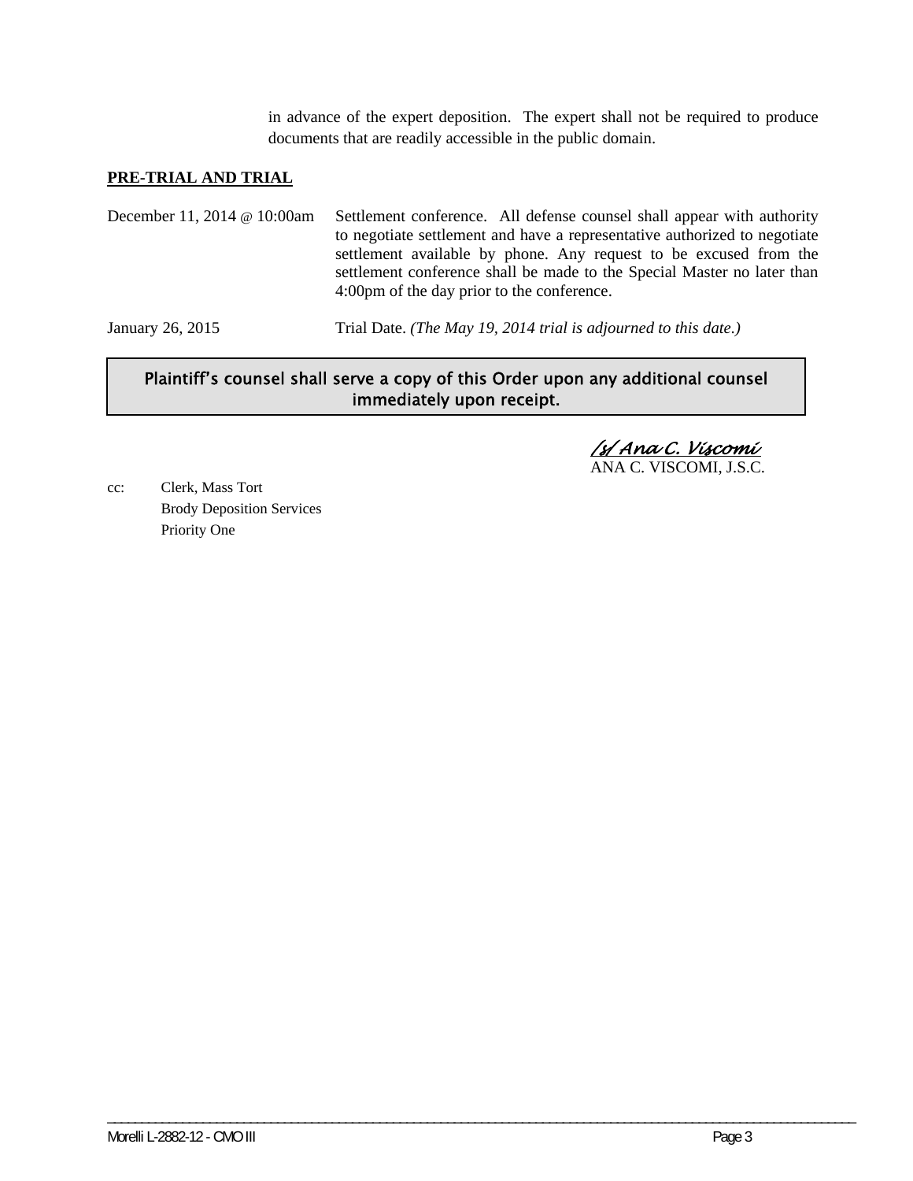in advance of the expert deposition. The expert shall not be required to produce documents that are readily accessible in the public domain.

**PRE-TRIAL AND TRIAL**

| | |
|---|---|
| December 11, 2014 @ 10:00am | Settlement conference. All defense counsel shall appear with authority to negotiate settlement and have a representative authorized to negotiate settlement available by phone. Any request to be excused from the settlement conference shall be made to the Special Master no later than 4:00pm of the day prior to the conference. |
| January 26, 2015 | Trial Date. *(The May 19, 2014 trial is adjourned to this date.)* |

**Plaintiff's counsel shall serve a copy of this Order upon any additional counsel immediately upon receipt.**

*/s/ Ana C. Viscomi*
ANA C. VISCOMI, J.S.C.

cc: Clerk, Mass Tort
Brody Deposition Services
Priority One